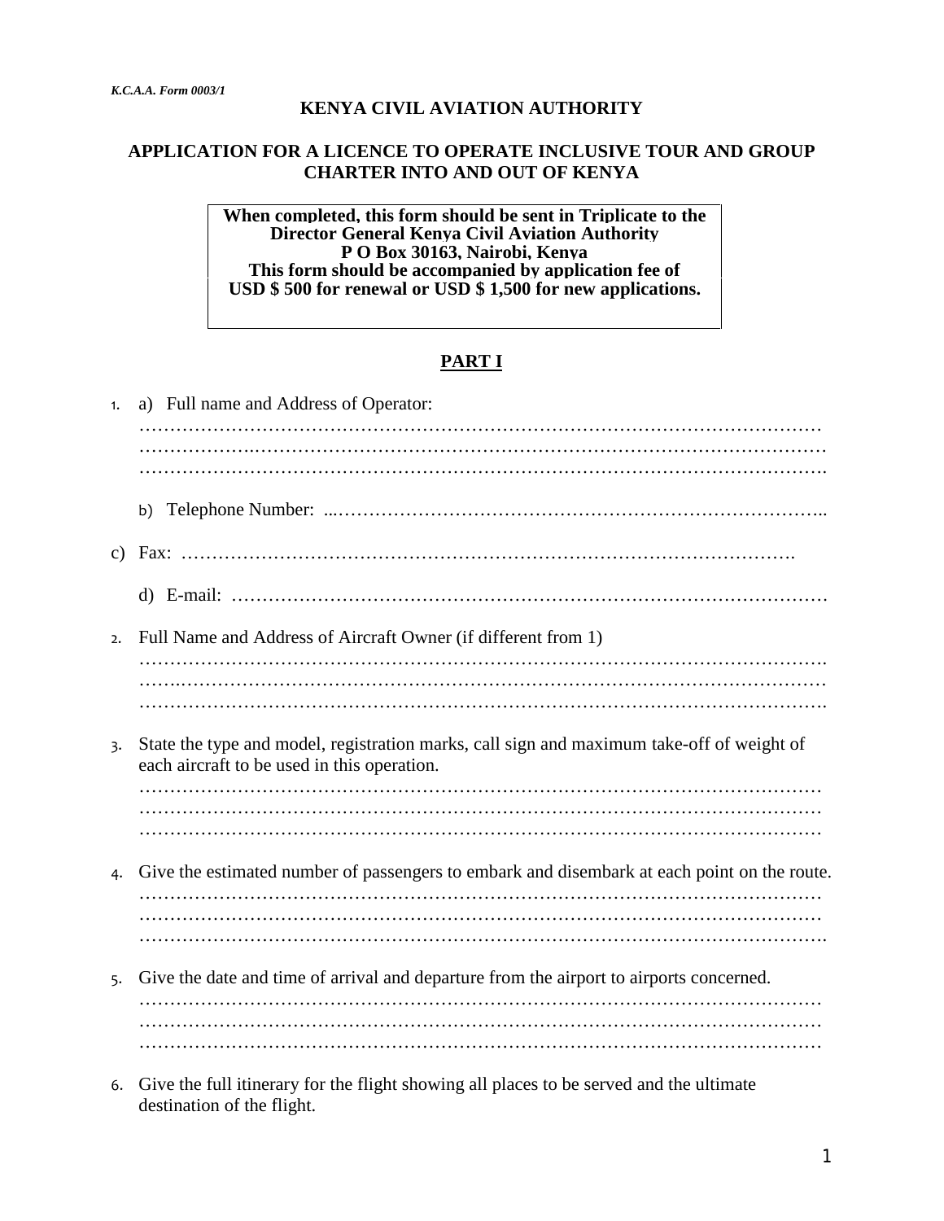*K.C.A.A. Form 0003/1*

**KENYA CIVIL AVIATION AUTHORITY**

**APPLICATION FOR A LICENCE TO OPERATE INCLUSIVE TOUR AND GROUP CHARTER INTO AND OUT OF KENYA**

**When completed, this form should be sent in Triplicate to the Director General Kenya Civil Aviation Authority P O Box 30163, Nairobi, Kenya This form should be accompanied by application fee of USD $ 500 for renewal or USD $ 1,500 for new applications.**

## PART I

1. a) Full name and Address of Operator:
………………………………………………………………………………………………
………………………………………………………………………………………………
………………………………………………………………………………………………

   b) Telephone Number: ...…………………………………………………………………..

   c) Fax: ……………………………………………………………………………………….

   d) E-mail: ………………………………………………………………………………….

2. Full Name and Address of Aircraft Owner (if different from 1)
………………………………………………………………………………………………
………………………………………………………………………………………………
………………………………………………………………………………………………

3. State the type and model, registration marks, call sign and maximum take-off of weight of each aircraft to be used in this operation.
………………………………………………………………………………………………
………………………………………………………………………………………………
………………………………………………………………………………………………

4. Give the estimated number of passengers to embark and disembark at each point on the route.
………………………………………………………………………………………………
………………………………………………………………………………………………
………………………………………………………………………………………………

5. Give the date and time of arrival and departure from the airport to airports concerned.
………………………………………………………………………………………………
………………………………………………………………………………………………
………………………………………………………………………………………………

6. Give the full itinerary for the flight showing all places to be served and the ultimate destination of the flight.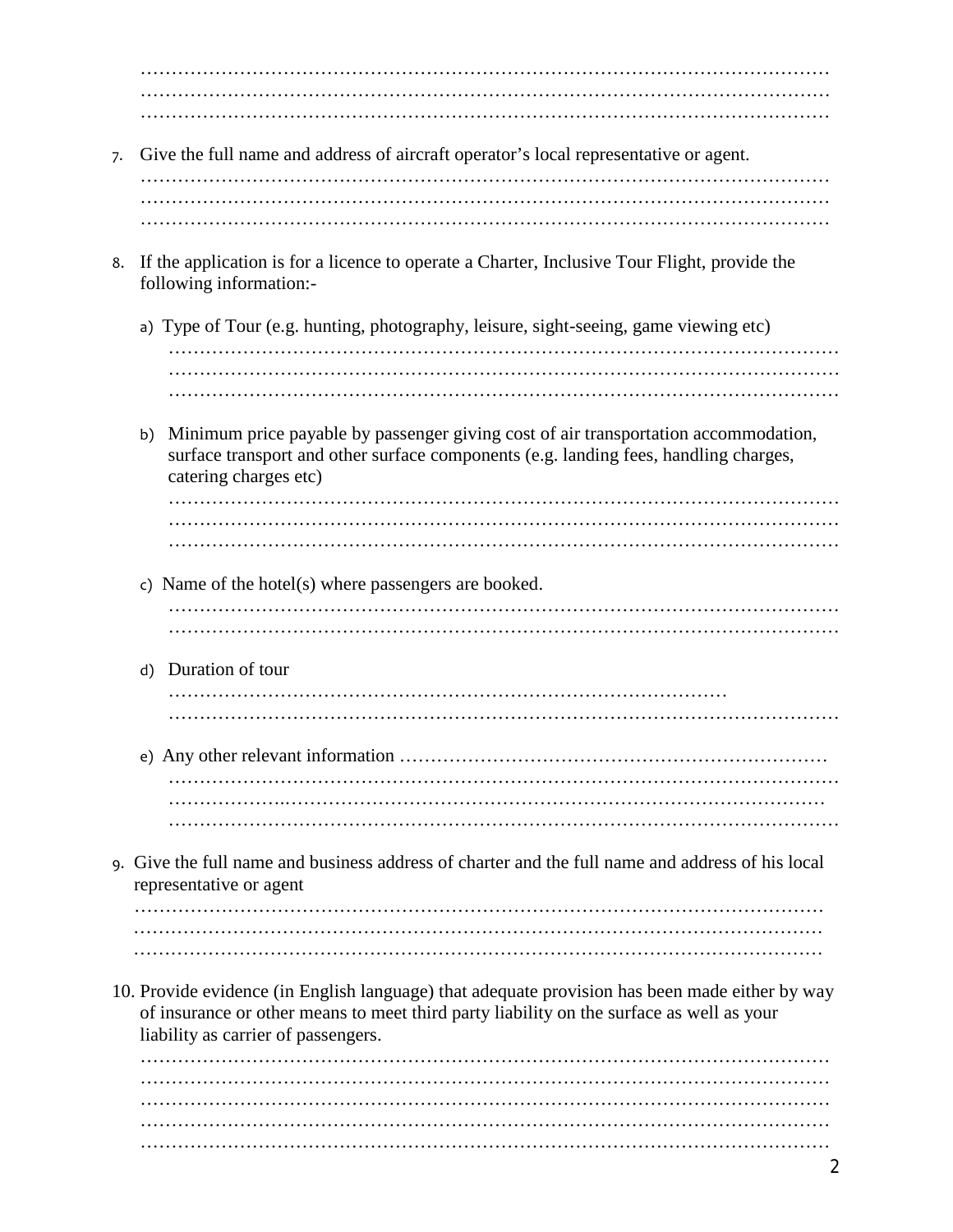…………………………………………………………………………………………………
…………………………………………………………………………………………………
…………………………………………………………………………………………………

7. Give the full name and address of aircraft operator's local representative or agent.
…………………………………………………………………………………………………
…………………………………………………………………………………………………
…………………………………………………………………………………………………

8. If the application is for a licence to operate a Charter, Inclusive Tour Flight, provide the following information:-

   a) Type of Tour (e.g. hunting, photography, leisure, sight-seeing, game viewing etc)
   ………………………………………………………………………………………………
   ………………………………………………………………………………………………
   ………………………………………………………………………………………………

   b) Minimum price payable by passenger giving cost of air transportation accommodation, surface transport and other surface components (e.g. landing fees, handling charges, catering charges etc)
   ………………………………………………………………………………………………
   ………………………………………………………………………………………………
   ………………………………………………………………………………………………

   c) Name of the hotel(s) where passengers are booked.
   ………………………………………………………………………………………………
   ………………………………………………………………………………………………

   d) Duration of tour
   ………………………………………………………………………………
   ………………………………………………………………………………………………

   e) Any other relevant information …………………………………………………………
   ………………………………………………………………………………………………
   ………………………………………………………………………………………………
   ………………………………………………………………………………………………

9. Give the full name and business address of charter and the full name and address of his local representative or agent
…………………………………………………………………………………………………
…………………………………………………………………………………………………
…………………………………………………………………………………………………

10. Provide evidence (in English language) that adequate provision has been made either by way of insurance or other means to meet third party liability on the surface as well as your liability as carrier of passengers.
…………………………………………………………………………………………………
…………………………………………………………………………………………………
…………………………………………………………………………………………………
…………………………………………………………………………………………………
…………………………………………………………………………………………………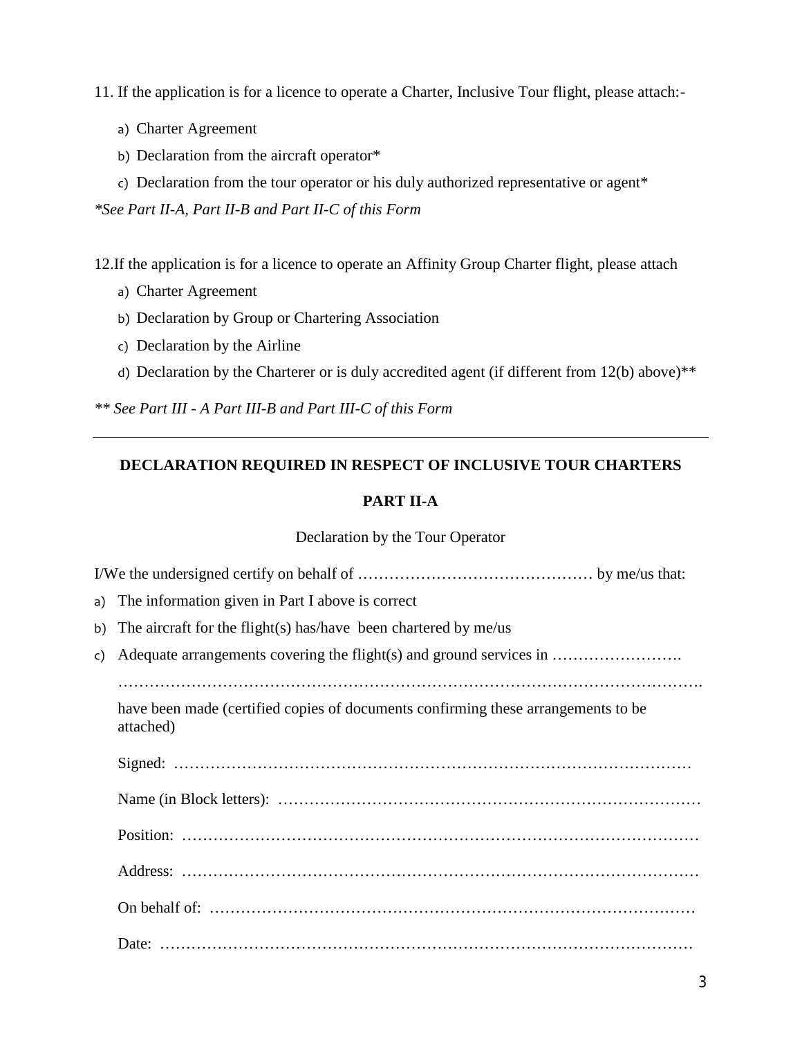11. If the application is for a licence to operate a Charter, Inclusive Tour flight, please attach:-

a) Charter Agreement

b) Declaration from the aircraft operator*

c) Declaration from the tour operator or his duly authorized representative or agent*

*\*See Part II-A, Part II-B and Part II-C of this Form*

12.If the application is for a licence to operate an Affinity Group Charter flight, please attach

a) Charter Agreement

b) Declaration by Group or Chartering Association

c) Declaration by the Airline

d) Declaration by the Charterer or is duly accredited agent (if different from 12(b) above)**

*\*\* See Part III - A Part III-B and Part III-C of this Form*

---

**DECLARATION REQUIRED IN RESPECT OF INCLUSIVE TOUR CHARTERS**

**PART II-A**

Declaration by the Tour Operator

I/We the undersigned certify on behalf of ……………………………………… by me/us that:

a) The information given in Part I above is correct

b) The aircraft for the flight(s) has/have been chartered by me/us

c) Adequate arrangements covering the flight(s) and ground services in …………………….

………………………………………………………………………………………………….

have been made (certified copies of documents confirming these arrangements to be attached)

Signed: ……………………………………………………………………………………

Name (in Block letters): ……………………………………………………………………

Position: ……………………………………………………………………………………

Address: ……………………………………………………………………………………

On behalf of: ………………………………………………………………………………

Date: ………………………………………………………………………………………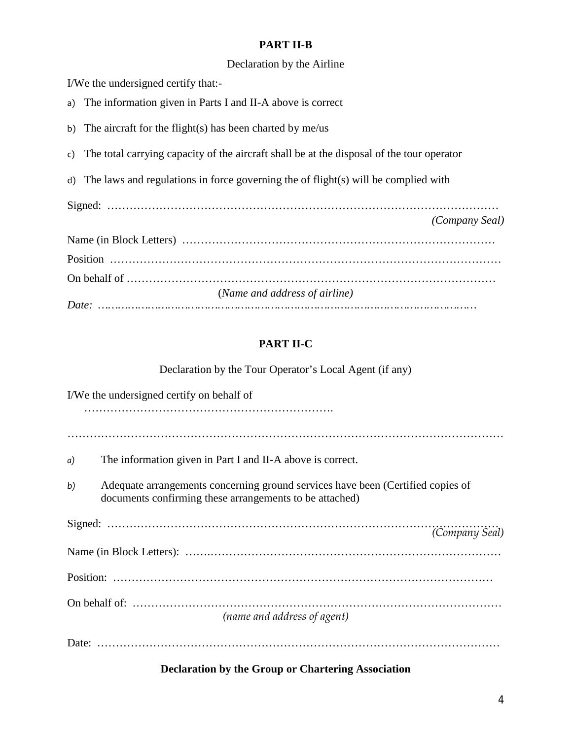**PART II-B**

Declaration by the Airline

I/We the undersigned certify that:-

a) The information given in Parts I and II-A above is correct

b) The aircraft for the flight(s) has been charted by me/us

c) The total carrying capacity of the aircraft shall be at the disposal of the tour operator

d) The laws and regulations in force governing the of flight(s) will be complied with

Signed: ……………………………………………………………………………………………
*(Company Seal)*

Name (in Block Letters) …………………………………………………………………………

Position ……………………………………………………………………………………………

On behalf of ………………………………………………………………………………………
(*Name and address of airline)*

*Date: ……………………………………………………………………………………………….*

**PART II-C**

Declaration by the Tour Operator's Local Agent (if any)

I/We the undersigned certify on behalf of
………………………………………………………….

……………………………………………………………………………………………………………

*a)* The information given in Part I and II-A above is correct.

*b)* Adequate arrangements concerning ground services have been (Certified copies of documents confirming these arrangements to be attached)

Signed: ……………………………………………………………………………………………
*(Company Seal)*

Name (in Block Letters): ……………………………………………………………………………

Position: ……………………………………………………………………………………………

On behalf of: ………………………………………………………………………………………
*(name and address of agent)*

Date: …………………………………………………………………………………………………

**Declaration by the Group or Chartering Association**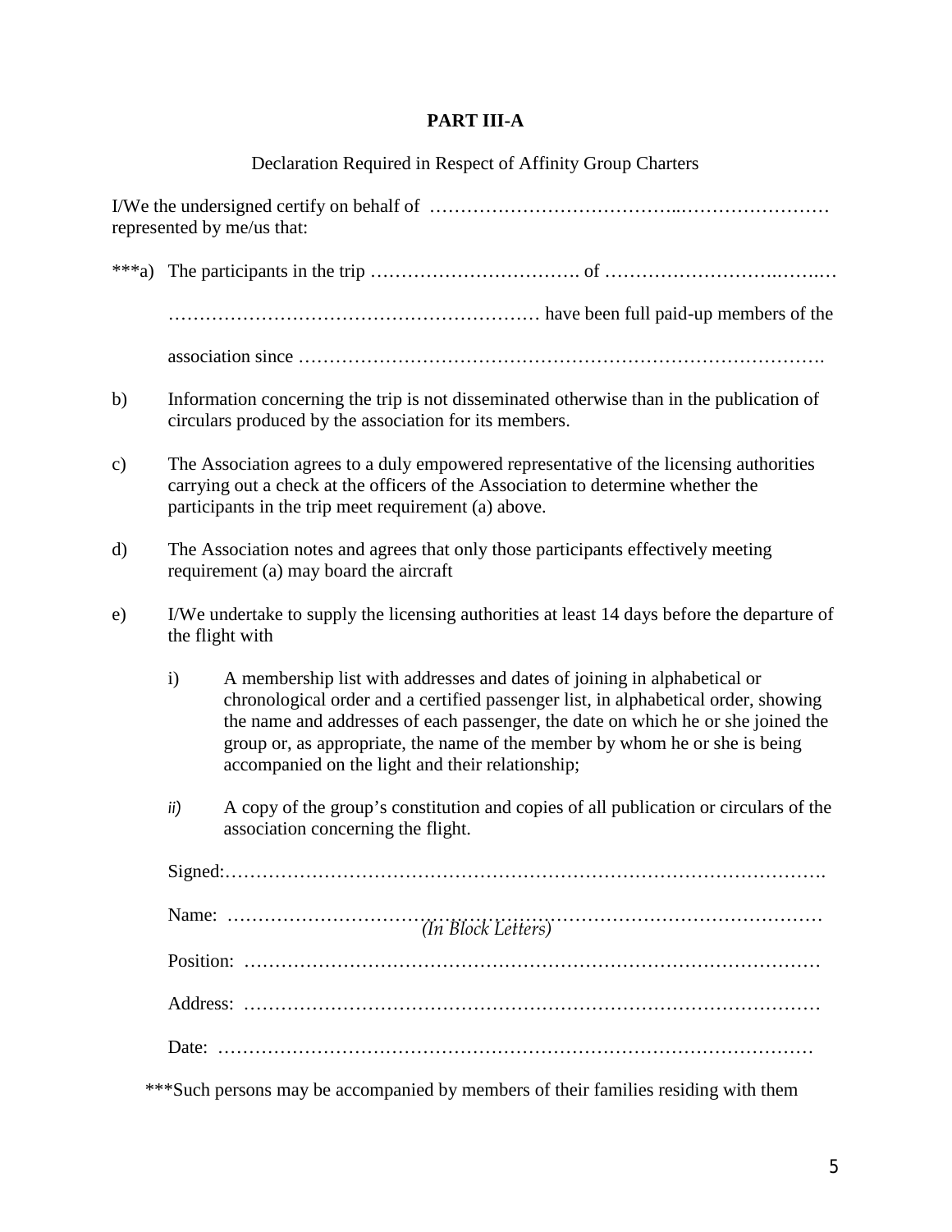**PART III-A**

Declaration Required in Respect of Affinity Group Charters

I/We the undersigned certify on behalf of ………………………………..…………………… represented by me/us that:

***a) The participants in the trip ……………………………. of ………………….……..…

…………………………………………………… have been full paid-up members of the

association since ……………………………………………………………………….

b) Information concerning the trip is not disseminated otherwise than in the publication of circulars produced by the association for its members.

c) The Association agrees to a duly empowered representative of the licensing authorities carrying out a check at the officers of the Association to determine whether the participants in the trip meet requirement (a) above.

d) The Association notes and agrees that only those participants effectively meeting requirement (a) may board the aircraft

e) I/We undertake to supply the licensing authorities at least 14 days before the departure of the flight with

   i) A membership list with addresses and dates of joining in alphabetical or chronological order and a certified passenger list, in alphabetical order, showing the name and addresses of each passenger, the date on which he or she joined the group or, as appropriate, the name of the member by whom he or she is being accompanied on the light and their relationship;

   *ii)* A copy of the group's constitution and copies of all publication or circulars of the association concerning the flight.

Signed:…………………………………………………………………………………….

Name: ………………………………………………………………………………… *(In Block Letters)*

Position: ………………………………………………………………………………

Address: ………………………………………………………………………………

Date: ……………………………………………………………………………………

***Such persons may be accompanied by members of their families residing with them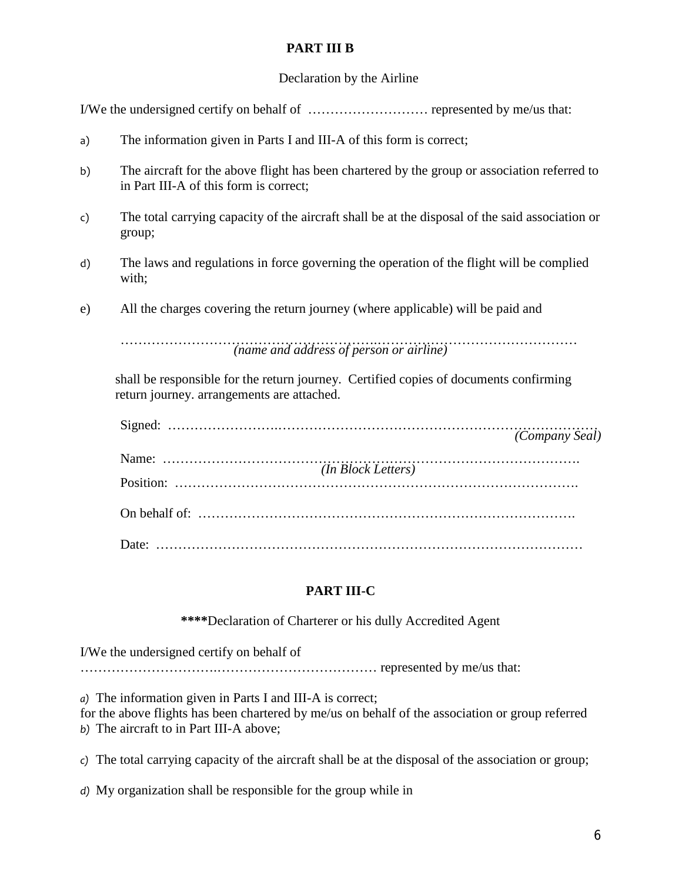**PART III B**

Declaration by the Airline

I/We the undersigned certify on behalf of ……………………… represented by me/us that:

a) The information given in Parts I and III-A of this form is correct;

b) The aircraft for the above flight has been chartered by the group or association referred to in Part III-A of this form is correct;

c) The total carrying capacity of the aircraft shall be at the disposal of the said association or group;

d) The laws and regulations in force governing the operation of the flight will be complied with;

e) All the charges covering the return journey (where applicable) will be paid and

……………………………………………………………………………………………
*(name and address of person or airline)*

shall be responsible for the return journey. Certified copies of documents confirming return journey. arrangements are attached.

Signed: ……………………………………………………………………………………… *(Company Seal)*

Name: ……………………………………………………………………………………….
*(In Block Letters)*

Position: …………………………………………………………………………………….

On behalf of: ……………………………………………………………………………….

Date: …………………………………………………………………………………………

**PART III-C**

**\*\*\*\***Declaration of Charterer or his dully Accredited Agent

I/We the undersigned certify on behalf of
……………………………………………………………… represented by me/us that:

*a)* The information given in Parts I and III-A is correct;

*b)* The aircraft for the above flights has been chartered by me/us on behalf of the association or group referred to in Part III-A above;

*c)* The total carrying capacity of the aircraft shall be at the disposal of the association or group;

*d)* My organization shall be responsible for the group while in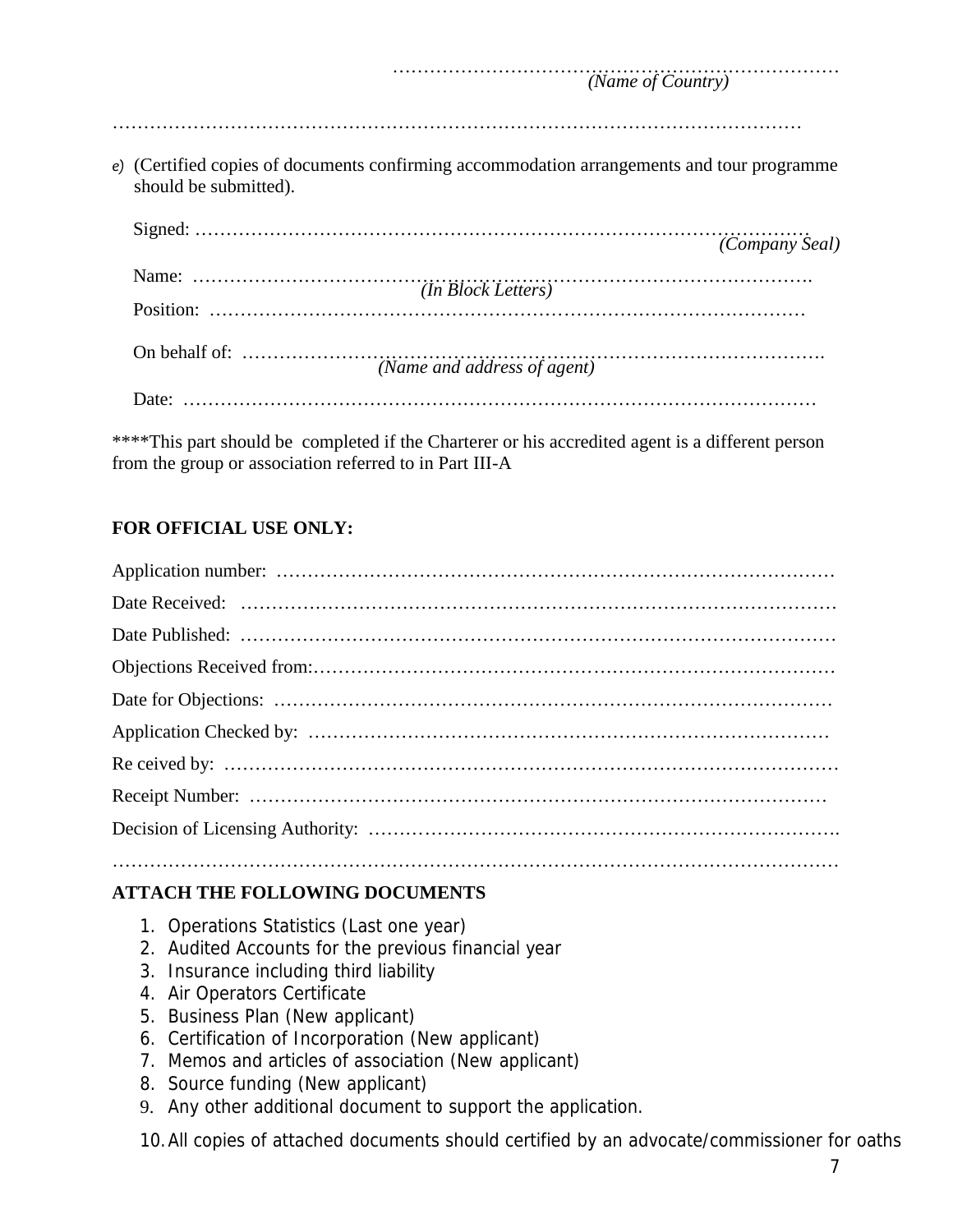…………………………………………………………………
*(Name of Country)*

……………………………………………………………………………………………………

*e)* (Certified copies of documents confirming accommodation arrangements and tour programme should be submitted).

Signed: ……………………………………………………………………………………… *(Company Seal)*

Name: ……………………………………………………………………………………….
*(In Block Letters)*

Position: ………………………………………………………………………………………

On behalf of: ……………………………………………………………………………….
*(Name and address of agent)*

Date: ……………………………………………………………………………………………

****This part should be completed if the Charterer or his accredited agent is a different person from the group or association referred to in Part III-A

**FOR OFFICIAL USE ONLY:**

Application number: ………………………………………………………………………………

Date Received: ……………………………………………………………………………………

Date Published: ……………………………………………………………………………………

Objections Received from:…………………………………………………………………………

Date for Objections: ………………………………………………………………………………

Application Checked by: …………………………………………………………………………

Re ceived by: ……………………………………………………………………………………

Receipt Number: …………………………………………………………………………………

Decision of Licensing Authority: …………………………………………………………………….

……………………………………………………………………………………………………………

**ATTACH THE FOLLOWING DOCUMENTS**

1. Operations Statistics (Last one year)
2. Audited Accounts for the previous financial year
3. Insurance including third liability
4. Air Operators Certificate
5. Business Plan (New applicant)
6. Certification of Incorporation (New applicant)
7. Memos and articles of association (New applicant)
8. Source funding (New applicant)
9. Any other additional document to support the application.
10. All copies of attached documents should certified by an advocate/commissioner for oaths